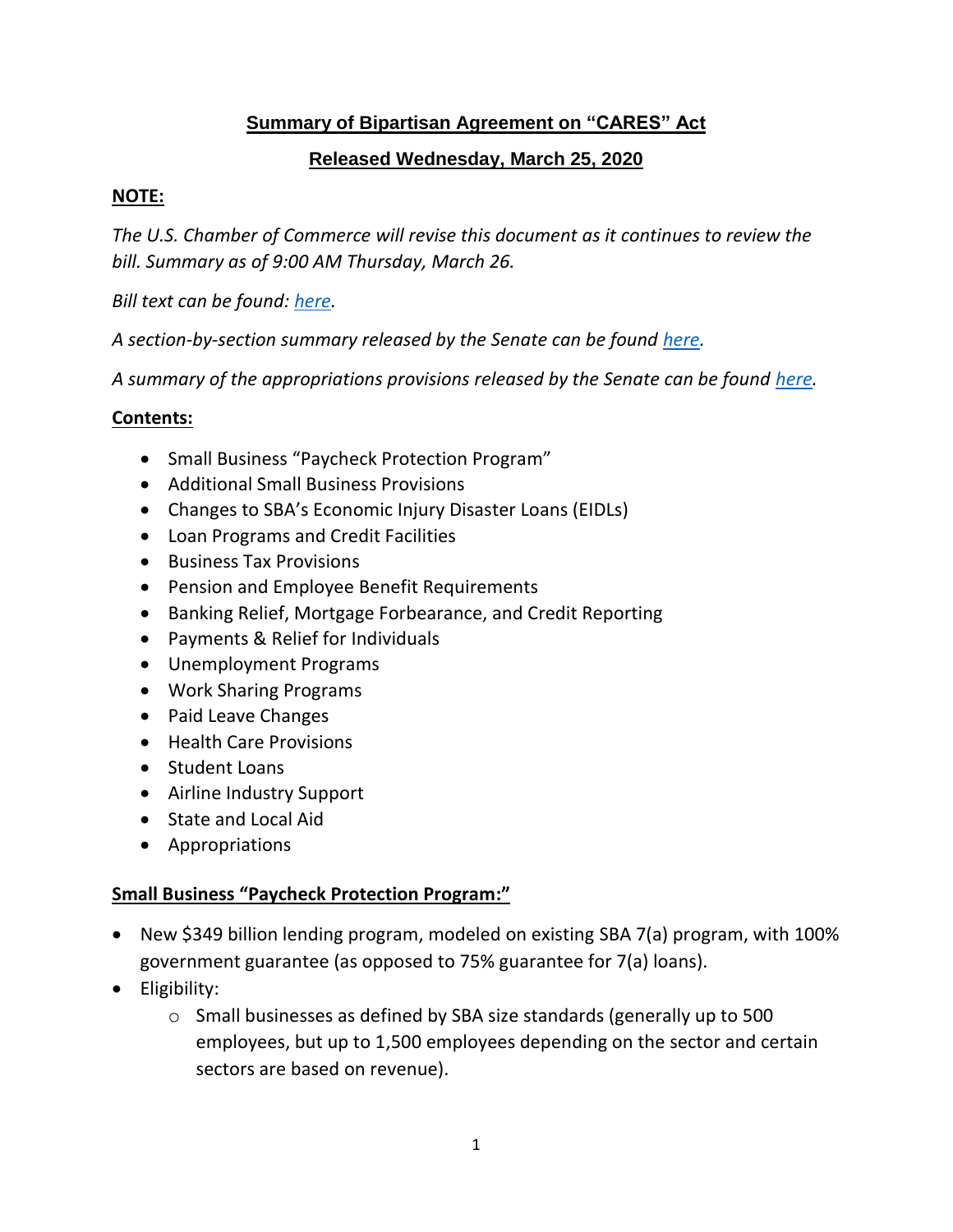# Summary of Bipartisan Agreement on "CARES" Act

## Released Wednesday, March 25, 2020

**NOTE:**

*The U.S. Chamber of Commerce will revise this document as it continues to review the bill. Summary as of 9:00 AM Thursday, March 26.*

*Bill text can be found: here.*

*A section-by-section summary released by the Senate can be found here.*

*A summary of the appropriations provisions released by the Senate can be found here.*

**Contents:**

- Small Business "Paycheck Protection Program"
- Additional Small Business Provisions
- Changes to SBA's Economic Injury Disaster Loans (EIDLs)
- Loan Programs and Credit Facilities
- Business Tax Provisions
- Pension and Employee Benefit Requirements
- Banking Relief, Mortgage Forbearance, and Credit Reporting
- Payments & Relief for Individuals
- Unemployment Programs
- Work Sharing Programs
- Paid Leave Changes
- Health Care Provisions
- Student Loans
- Airline Industry Support
- State and Local Aid
- Appropriations

**Small Business "Paycheck Protection Program:"**

- New $349 billion lending program, modeled on existing SBA 7(a) program, with 100% government guarantee (as opposed to 75% guarantee for 7(a) loans).
- Eligibility:
  - Small businesses as defined by SBA size standards (generally up to 500 employees, but up to 1,500 employees depending on the sector and certain sectors are based on revenue).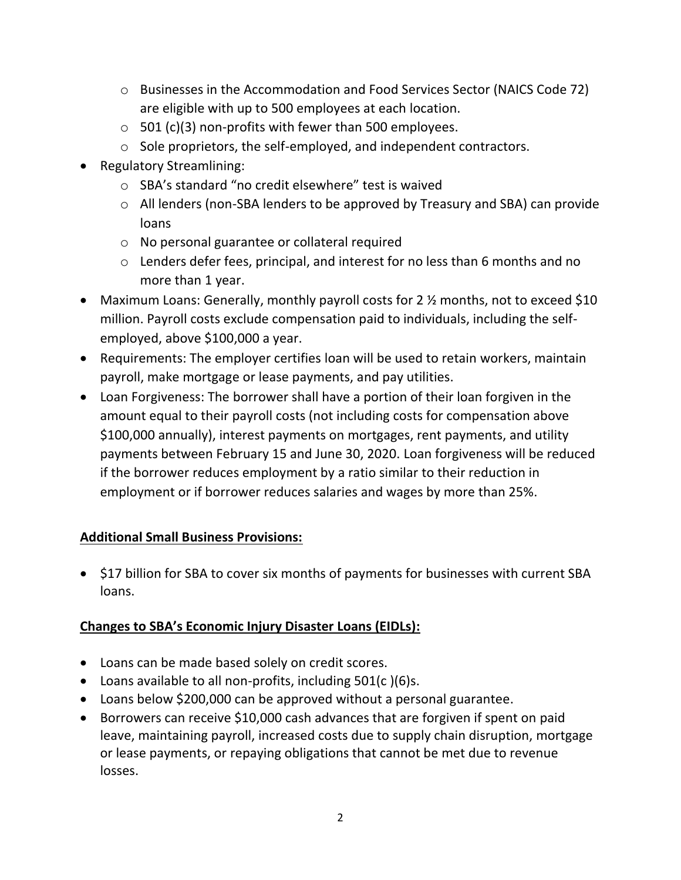- Businesses in the Accommodation and Food Services Sector (NAICS Code 72) are eligible with up to 500 employees at each location.
  - 501 (c)(3) non-profits with fewer than 500 employees.
  - Sole proprietors, the self-employed, and independent contractors.
- Regulatory Streamlining:
  - SBA's standard "no credit elsewhere" test is waived
  - All lenders (non-SBA lenders to be approved by Treasury and SBA) can provide loans
  - No personal guarantee or collateral required
  - Lenders defer fees, principal, and interest for no less than 6 months and no more than 1 year.
- Maximum Loans: Generally, monthly payroll costs for 2 ½ months, not to exceed $10 million. Payroll costs exclude compensation paid to individuals, including the self-employed, above $100,000 a year.
- Requirements: The employer certifies loan will be used to retain workers, maintain payroll, make mortgage or lease payments, and pay utilities.
- Loan Forgiveness: The borrower shall have a portion of their loan forgiven in the amount equal to their payroll costs (not including costs for compensation above $100,000 annually), interest payments on mortgages, rent payments, and utility payments between February 15 and June 30, 2020. Loan forgiveness will be reduced if the borrower reduces employment by a ratio similar to their reduction in employment or if borrower reduces salaries and wages by more than 25%.

**Additional Small Business Provisions:**

- $17 billion for SBA to cover six months of payments for businesses with current SBA loans.

**Changes to SBA's Economic Injury Disaster Loans (EIDLs):**

- Loans can be made based solely on credit scores.
- Loans available to all non-profits, including 501(c )(6)s.
- Loans below $200,000 can be approved without a personal guarantee.
- Borrowers can receive $10,000 cash advances that are forgiven if spent on paid leave, maintaining payroll, increased costs due to supply chain disruption, mortgage or lease payments, or repaying obligations that cannot be met due to revenue losses.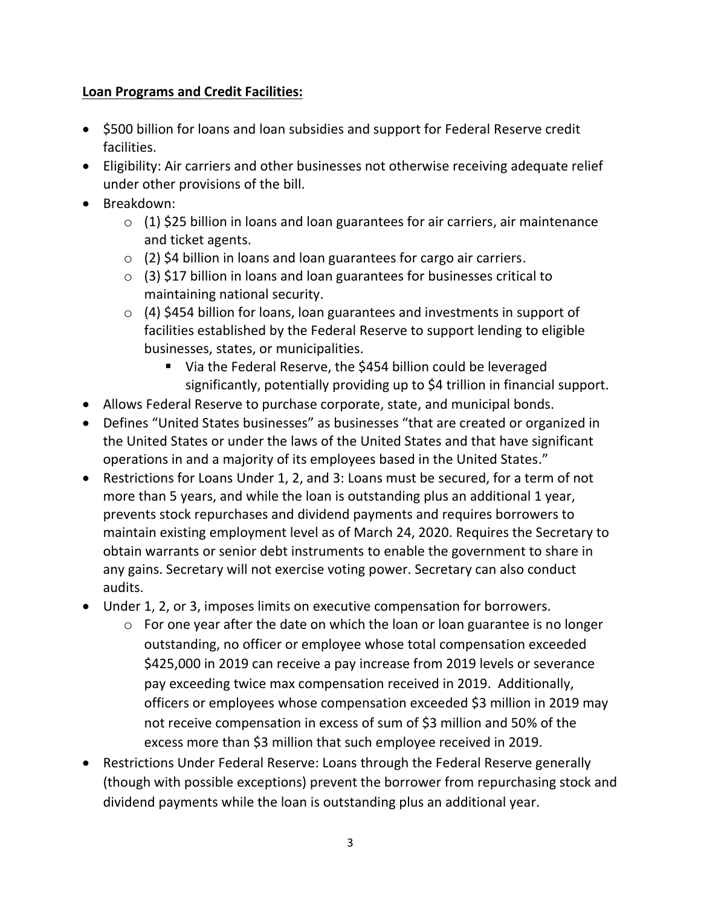**Loan Programs and Credit Facilities:**

- $500 billion for loans and loan subsidies and support for Federal Reserve credit facilities.
- Eligibility: Air carriers and other businesses not otherwise receiving adequate relief under other provisions of the bill.
- Breakdown:
  - (1) $25 billion in loans and loan guarantees for air carriers, air maintenance and ticket agents.
  - (2) $4 billion in loans and loan guarantees for cargo air carriers.
  - (3) $17 billion in loans and loan guarantees for businesses critical to maintaining national security.
  - (4) $454 billion for loans, loan guarantees and investments in support of facilities established by the Federal Reserve to support lending to eligible businesses, states, or municipalities.
    - Via the Federal Reserve, the $454 billion could be leveraged significantly, potentially providing up to $4 trillion in financial support.
- Allows Federal Reserve to purchase corporate, state, and municipal bonds.
- Defines "United States businesses" as businesses "that are created or organized in the United States or under the laws of the United States and that have significant operations in and a majority of its employees based in the United States."
- Restrictions for Loans Under 1, 2, and 3: Loans must be secured, for a term of not more than 5 years, and while the loan is outstanding plus an additional 1 year, prevents stock repurchases and dividend payments and requires borrowers to maintain existing employment level as of March 24, 2020. Requires the Secretary to obtain warrants or senior debt instruments to enable the government to share in any gains. Secretary will not exercise voting power. Secretary can also conduct audits.
- Under 1, 2, or 3, imposes limits on executive compensation for borrowers.
  - For one year after the date on which the loan or loan guarantee is no longer outstanding, no officer or employee whose total compensation exceeded $425,000 in 2019 can receive a pay increase from 2019 levels or severance pay exceeding twice max compensation received in 2019. Additionally, officers or employees whose compensation exceeded $3 million in 2019 may not receive compensation in excess of sum of $3 million and 50% of the excess more than $3 million that such employee received in 2019.
- Restrictions Under Federal Reserve: Loans through the Federal Reserve generally (though with possible exceptions) prevent the borrower from repurchasing stock and dividend payments while the loan is outstanding plus an additional year.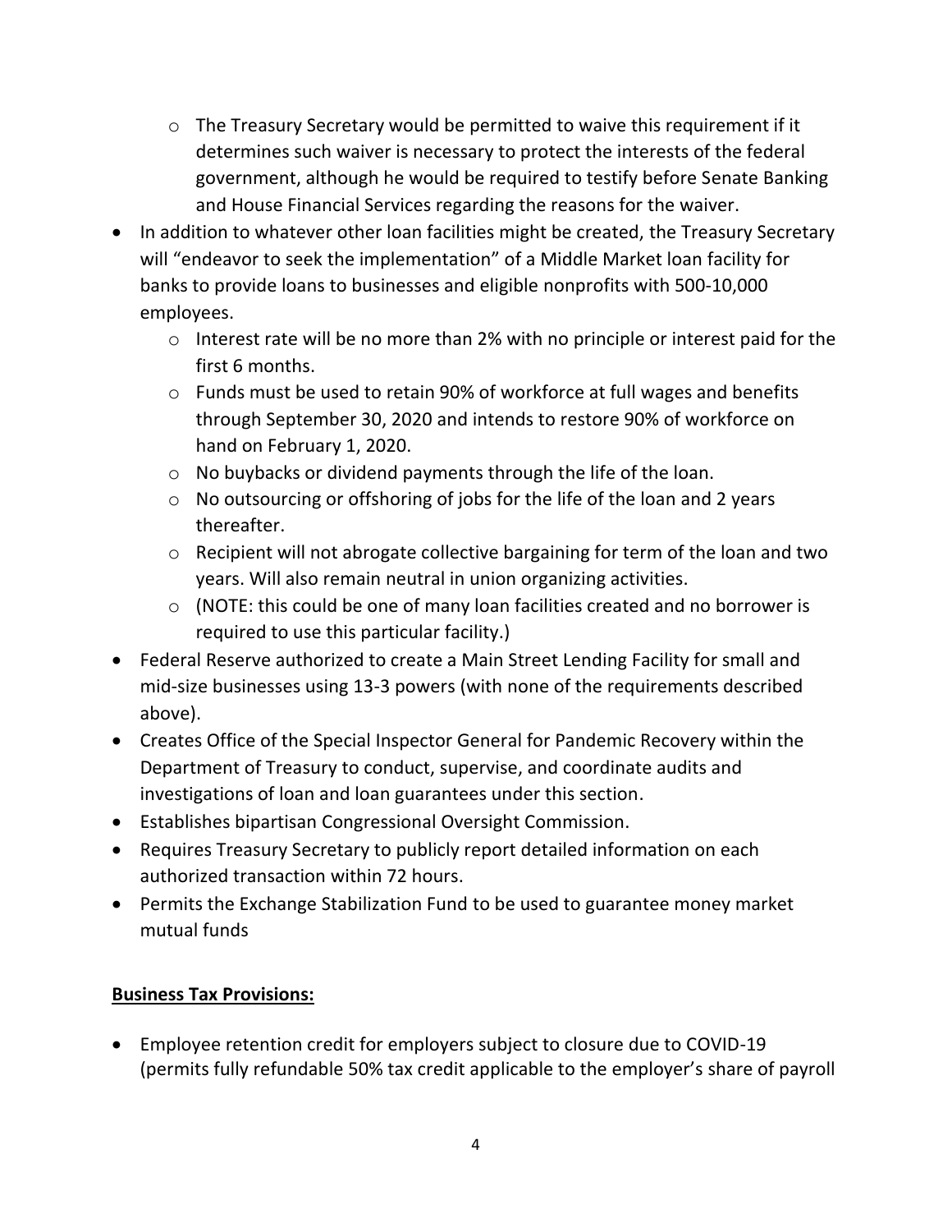- The Treasury Secretary would be permitted to waive this requirement if it determines such waiver is necessary to protect the interests of the federal government, although he would be required to testify before Senate Banking and House Financial Services regarding the reasons for the waiver.
- In addition to whatever other loan facilities might be created, the Treasury Secretary will "endeavor to seek the implementation" of a Middle Market loan facility for banks to provide loans to businesses and eligible nonprofits with 500-10,000 employees.
    - Interest rate will be no more than 2% with no principle or interest paid for the first 6 months.
    - Funds must be used to retain 90% of workforce at full wages and benefits through September 30, 2020 and intends to restore 90% of workforce on hand on February 1, 2020.
    - No buybacks or dividend payments through the life of the loan.
    - No outsourcing or offshoring of jobs for the life of the loan and 2 years thereafter.
    - Recipient will not abrogate collective bargaining for term of the loan and two years. Will also remain neutral in union organizing activities.
    - (NOTE: this could be one of many loan facilities created and no borrower is required to use this particular facility.)
- Federal Reserve authorized to create a Main Street Lending Facility for small and mid-size businesses using 13-3 powers (with none of the requirements described above).
- Creates Office of the Special Inspector General for Pandemic Recovery within the Department of Treasury to conduct, supervise, and coordinate audits and investigations of loan and loan guarantees under this section.
- Establishes bipartisan Congressional Oversight Commission.
- Requires Treasury Secretary to publicly report detailed information on each authorized transaction within 72 hours.
- Permits the Exchange Stabilization Fund to be used to guarantee money market mutual funds

**Business Tax Provisions:**

- Employee retention credit for employers subject to closure due to COVID-19 (permits fully refundable 50% tax credit applicable to the employer's share of payroll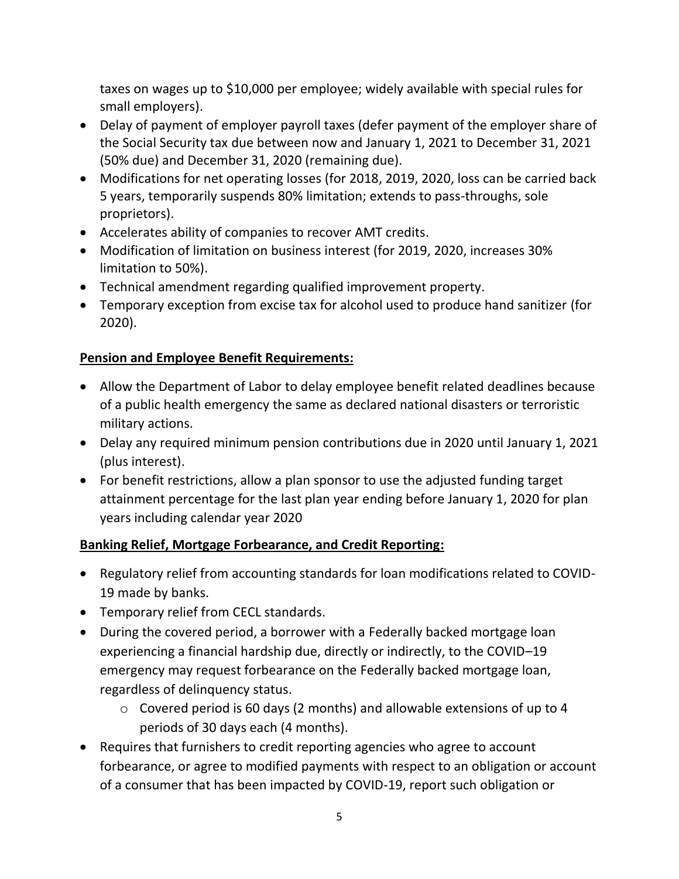taxes on wages up to $10,000 per employee; widely available with special rules for small employers).

- Delay of payment of employer payroll taxes (defer payment of the employer share of the Social Security tax due between now and January 1, 2021 to December 31, 2021 (50% due) and December 31, 2020 (remaining due).
- Modifications for net operating losses (for 2018, 2019, 2020, loss can be carried back 5 years, temporarily suspends 80% limitation; extends to pass-throughs, sole proprietors).
- Accelerates ability of companies to recover AMT credits.
- Modification of limitation on business interest (for 2019, 2020, increases 30% limitation to 50%).
- Technical amendment regarding qualified improvement property.
- Temporary exception from excise tax for alcohol used to produce hand sanitizer (for 2020).

**Pension and Employee Benefit Requirements:**

- Allow the Department of Labor to delay employee benefit related deadlines because of a public health emergency the same as declared national disasters or terroristic military actions.
- Delay any required minimum pension contributions due in 2020 until January 1, 2021 (plus interest).
- For benefit restrictions, allow a plan sponsor to use the adjusted funding target attainment percentage for the last plan year ending before January 1, 2020 for plan years including calendar year 2020

**Banking Relief, Mortgage Forbearance, and Credit Reporting:**

- Regulatory relief from accounting standards for loan modifications related to COVID-19 made by banks.
- Temporary relief from CECL standards.
- During the covered period, a borrower with a Federally backed mortgage loan experiencing a financial hardship due, directly or indirectly, to the COVID–19 emergency may request forbearance on the Federally backed mortgage loan, regardless of delinquency status.
  - Covered period is 60 days (2 months) and allowable extensions of up to 4 periods of 30 days each (4 months).
- Requires that furnishers to credit reporting agencies who agree to account forbearance, or agree to modified payments with respect to an obligation or account of a consumer that has been impacted by COVID-19, report such obligation or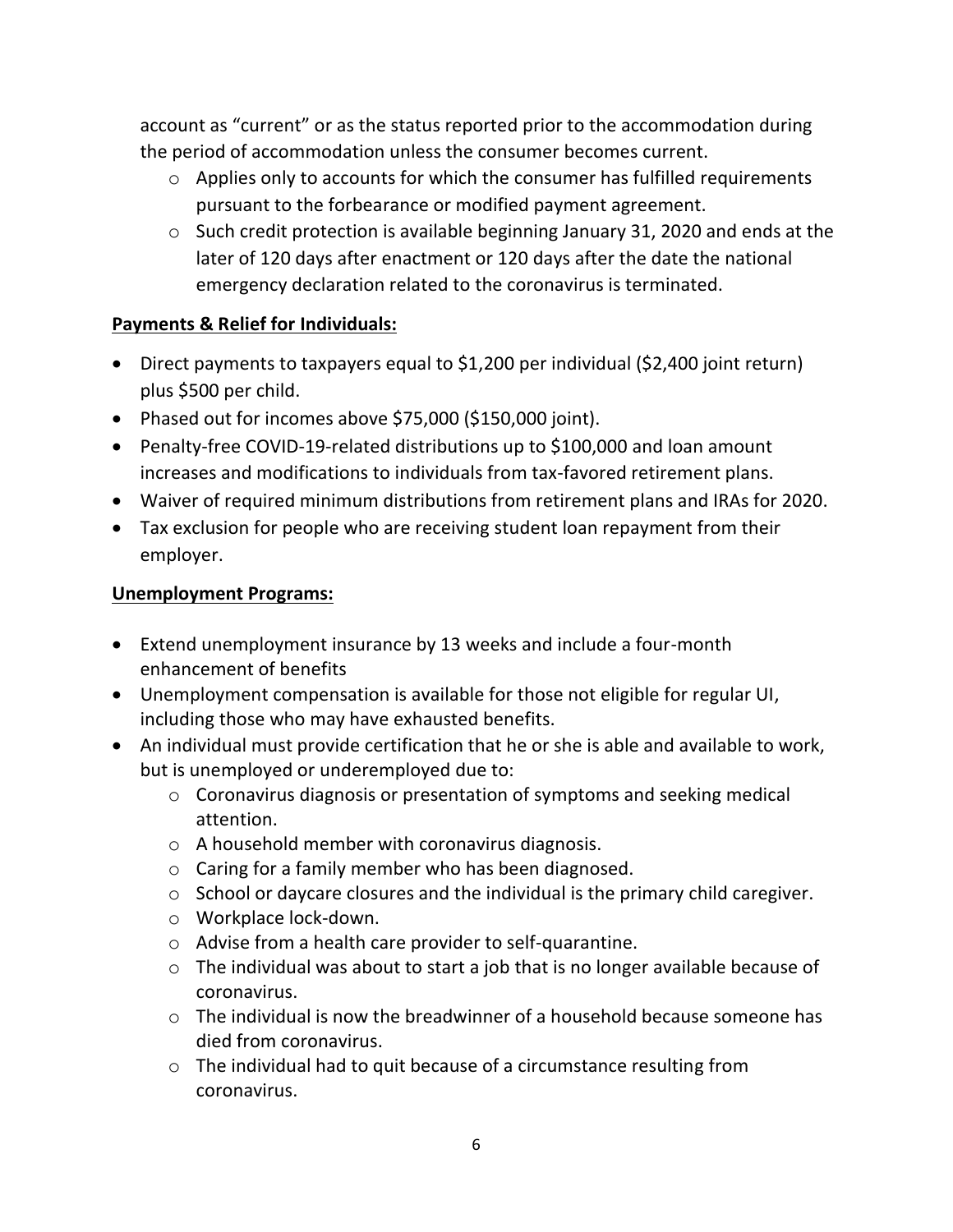account as "current" or as the status reported prior to the accommodation during the period of accommodation unless the consumer becomes current.

- Applies only to accounts for which the consumer has fulfilled requirements pursuant to the forbearance or modified payment agreement.
- Such credit protection is available beginning January 31, 2020 and ends at the later of 120 days after enactment or 120 days after the date the national emergency declaration related to the coronavirus is terminated.

**Payments & Relief for Individuals:**

- Direct payments to taxpayers equal to $1,200 per individual ($2,400 joint return) plus $500 per child.
- Phased out for incomes above $75,000 ($150,000 joint).
- Penalty-free COVID-19-related distributions up to $100,000 and loan amount increases and modifications to individuals from tax-favored retirement plans.
- Waiver of required minimum distributions from retirement plans and IRAs for 2020.
- Tax exclusion for people who are receiving student loan repayment from their employer.

**Unemployment Programs:**

- Extend unemployment insurance by 13 weeks and include a four-month enhancement of benefits
- Unemployment compensation is available for those not eligible for regular UI, including those who may have exhausted benefits.
- An individual must provide certification that he or she is able and available to work, but is unemployed or underemployed due to:
  - Coronavirus diagnosis or presentation of symptoms and seeking medical attention.
  - A household member with coronavirus diagnosis.
  - Caring for a family member who has been diagnosed.
  - School or daycare closures and the individual is the primary child caregiver.
  - Workplace lock-down.
  - Advise from a health care provider to self-quarantine.
  - The individual was about to start a job that is no longer available because of coronavirus.
  - The individual is now the breadwinner of a household because someone has died from coronavirus.
  - The individual had to quit because of a circumstance resulting from coronavirus.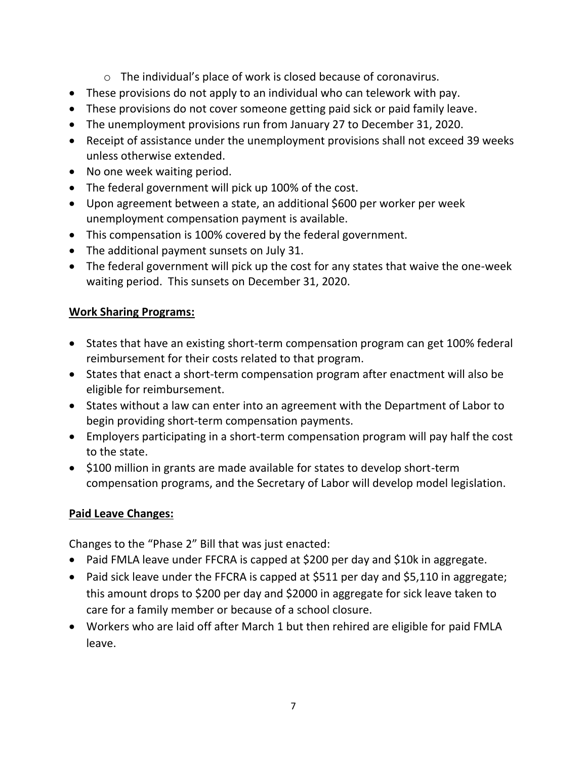- The individual's place of work is closed because of coronavirus.
- These provisions do not apply to an individual who can telework with pay.
- These provisions do not cover someone getting paid sick or paid family leave.
- The unemployment provisions run from January 27 to December 31, 2020.
- Receipt of assistance under the unemployment provisions shall not exceed 39 weeks unless otherwise extended.
- No one week waiting period.
- The federal government will pick up 100% of the cost.
- Upon agreement between a state, an additional $600 per worker per week unemployment compensation payment is available.
- This compensation is 100% covered by the federal government.
- The additional payment sunsets on July 31.
- The federal government will pick up the cost for any states that waive the one-week waiting period. This sunsets on December 31, 2020.

**Work Sharing Programs:**

- States that have an existing short-term compensation program can get 100% federal reimbursement for their costs related to that program.
- States that enact a short-term compensation program after enactment will also be eligible for reimbursement.
- States without a law can enter into an agreement with the Department of Labor to begin providing short-term compensation payments.
- Employers participating in a short-term compensation program will pay half the cost to the state.
- $100 million in grants are made available for states to develop short-term compensation programs, and the Secretary of Labor will develop model legislation.

**Paid Leave Changes:**

Changes to the "Phase 2" Bill that was just enacted:

- Paid FMLA leave under FFCRA is capped at $200 per day and $10k in aggregate.
- Paid sick leave under the FFCRA is capped at $511 per day and $5,110 in aggregate; this amount drops to $200 per day and $2000 in aggregate for sick leave taken to care for a family member or because of a school closure.
- Workers who are laid off after March 1 but then rehired are eligible for paid FMLA leave.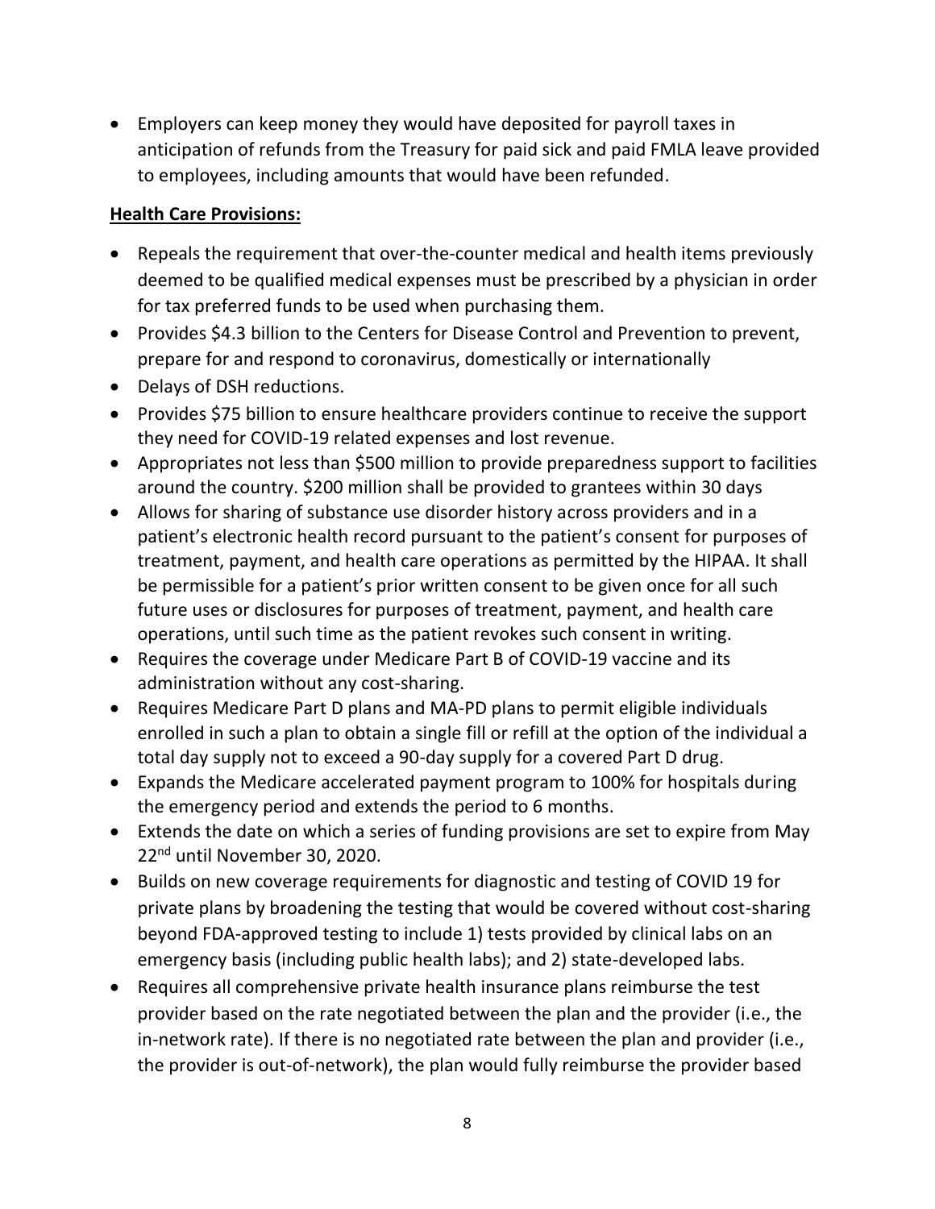- Employers can keep money they would have deposited for payroll taxes in anticipation of refunds from the Treasury for paid sick and paid FMLA leave provided to employees, including amounts that would have been refunded.

**Health Care Provisions:**

- Repeals the requirement that over-the-counter medical and health items previously deemed to be qualified medical expenses must be prescribed by a physician in order for tax preferred funds to be used when purchasing them.
- Provides $4.3 billion to the Centers for Disease Control and Prevention to prevent, prepare for and respond to coronavirus, domestically or internationally
- Delays of DSH reductions.
- Provides $75 billion to ensure healthcare providers continue to receive the support they need for COVID-19 related expenses and lost revenue.
- Appropriates not less than $500 million to provide preparedness support to facilities around the country. $200 million shall be provided to grantees within 30 days
- Allows for sharing of substance use disorder history across providers and in a patient's electronic health record pursuant to the patient's consent for purposes of treatment, payment, and health care operations as permitted by the HIPAA. It shall be permissible for a patient's prior written consent to be given once for all such future uses or disclosures for purposes of treatment, payment, and health care operations, until such time as the patient revokes such consent in writing.
- Requires the coverage under Medicare Part B of COVID-19 vaccine and its administration without any cost-sharing.
- Requires Medicare Part D plans and MA-PD plans to permit eligible individuals enrolled in such a plan to obtain a single fill or refill at the option of the individual a total day supply not to exceed a 90-day supply for a covered Part D drug.
- Expands the Medicare accelerated payment program to 100% for hospitals during the emergency period and extends the period to 6 months.
- Extends the date on which a series of funding provisions are set to expire from May 22nd until November 30, 2020.
- Builds on new coverage requirements for diagnostic and testing of COVID 19 for private plans by broadening the testing that would be covered without cost-sharing beyond FDA-approved testing to include 1) tests provided by clinical labs on an emergency basis (including public health labs); and 2) state-developed labs.
- Requires all comprehensive private health insurance plans reimburse the test provider based on the rate negotiated between the plan and the provider (i.e., the in-network rate). If there is no negotiated rate between the plan and provider (i.e., the provider is out-of-network), the plan would fully reimburse the provider based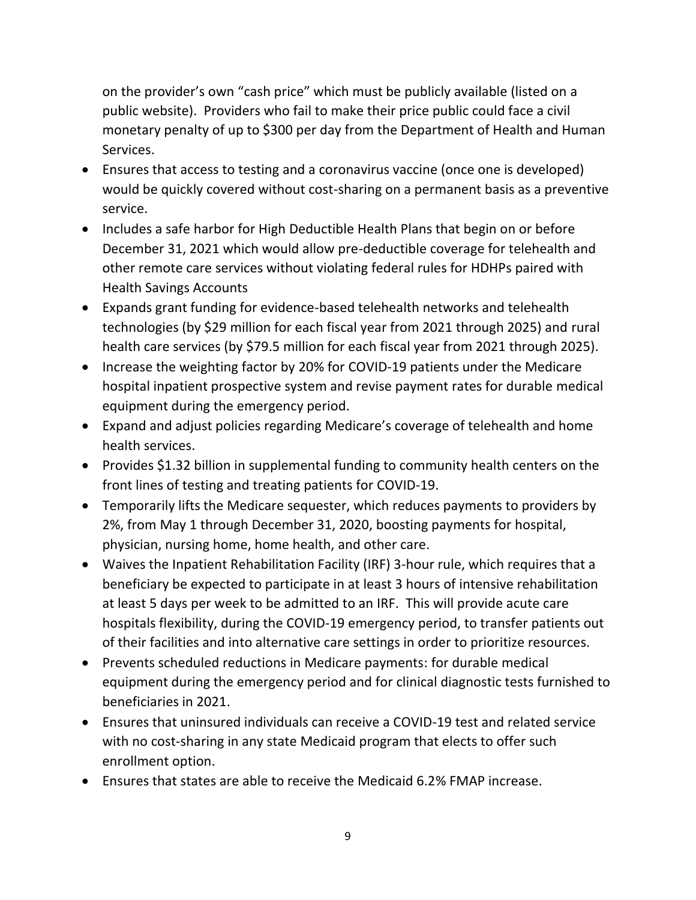on the provider's own "cash price" which must be publicly available (listed on a public website). Providers who fail to make their price public could face a civil monetary penalty of up to $300 per day from the Department of Health and Human Services.

- Ensures that access to testing and a coronavirus vaccine (once one is developed) would be quickly covered without cost-sharing on a permanent basis as a preventive service.
- Includes a safe harbor for High Deductible Health Plans that begin on or before December 31, 2021 which would allow pre-deductible coverage for telehealth and other remote care services without violating federal rules for HDHPs paired with Health Savings Accounts
- Expands grant funding for evidence-based telehealth networks and telehealth technologies (by $29 million for each fiscal year from 2021 through 2025) and rural health care services (by $79.5 million for each fiscal year from 2021 through 2025).
- Increase the weighting factor by 20% for COVID-19 patients under the Medicare hospital inpatient prospective system and revise payment rates for durable medical equipment during the emergency period.
- Expand and adjust policies regarding Medicare's coverage of telehealth and home health services.
- Provides $1.32 billion in supplemental funding to community health centers on the front lines of testing and treating patients for COVID-19.
- Temporarily lifts the Medicare sequester, which reduces payments to providers by 2%, from May 1 through December 31, 2020, boosting payments for hospital, physician, nursing home, home health, and other care.
- Waives the Inpatient Rehabilitation Facility (IRF) 3-hour rule, which requires that a beneficiary be expected to participate in at least 3 hours of intensive rehabilitation at least 5 days per week to be admitted to an IRF. This will provide acute care hospitals flexibility, during the COVID-19 emergency period, to transfer patients out of their facilities and into alternative care settings in order to prioritize resources.
- Prevents scheduled reductions in Medicare payments: for durable medical equipment during the emergency period and for clinical diagnostic tests furnished to beneficiaries in 2021.
- Ensures that uninsured individuals can receive a COVID-19 test and related service with no cost-sharing in any state Medicaid program that elects to offer such enrollment option.
- Ensures that states are able to receive the Medicaid 6.2% FMAP increase.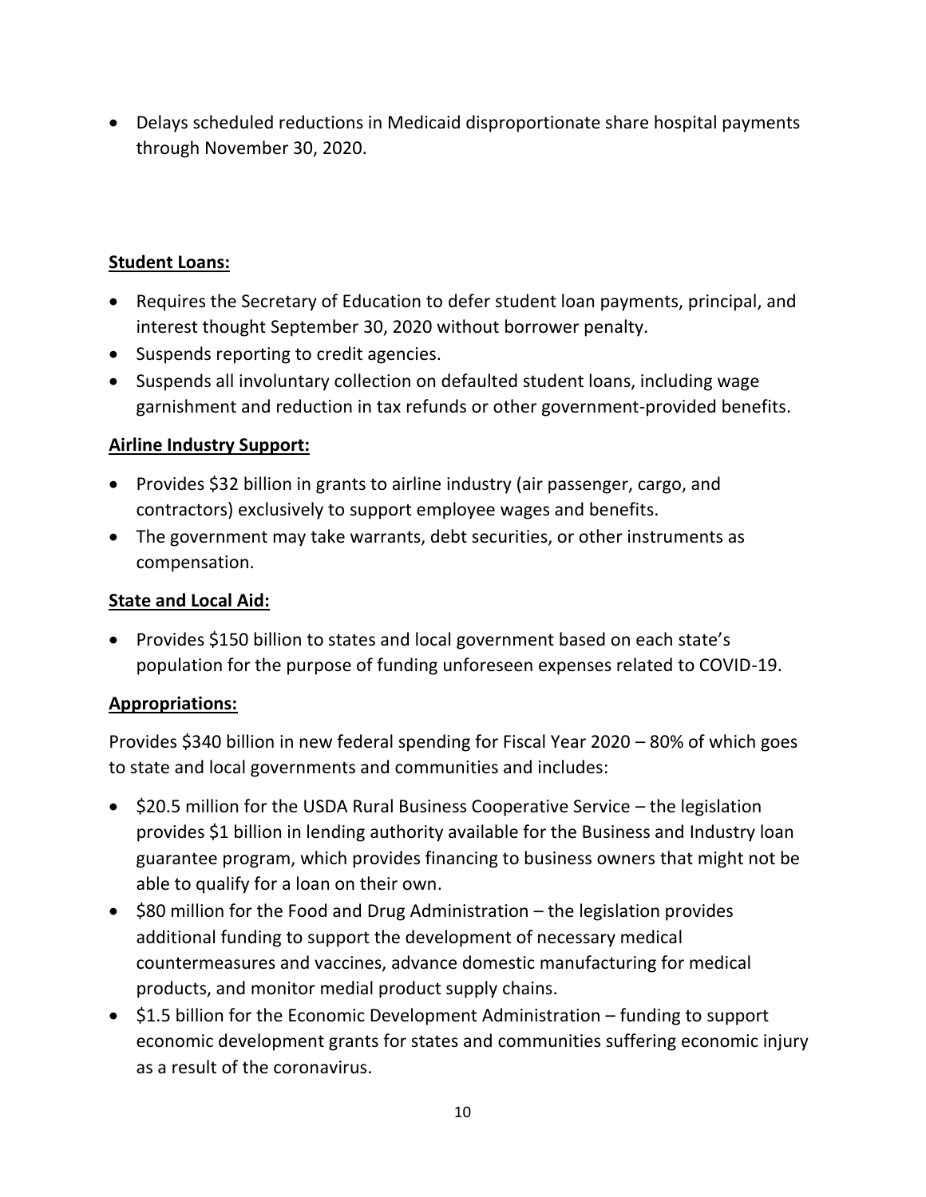- Delays scheduled reductions in Medicaid disproportionate share hospital payments through November 30, 2020.

**Student Loans:**

- Requires the Secretary of Education to defer student loan payments, principal, and interest thought September 30, 2020 without borrower penalty.
- Suspends reporting to credit agencies.
- Suspends all involuntary collection on defaulted student loans, including wage garnishment and reduction in tax refunds or other government-provided benefits.

**Airline Industry Support:**

- Provides $32 billion in grants to airline industry (air passenger, cargo, and contractors) exclusively to support employee wages and benefits.
- The government may take warrants, debt securities, or other instruments as compensation.

**State and Local Aid:**

- Provides $150 billion to states and local government based on each state's population for the purpose of funding unforeseen expenses related to COVID-19.

**Appropriations:**

Provides $340 billion in new federal spending for Fiscal Year 2020 – 80% of which goes to state and local governments and communities and includes:

- $20.5 million for the USDA Rural Business Cooperative Service – the legislation provides $1 billion in lending authority available for the Business and Industry loan guarantee program, which provides financing to business owners that might not be able to qualify for a loan on their own.
- $80 million for the Food and Drug Administration – the legislation provides additional funding to support the development of necessary medical countermeasures and vaccines, advance domestic manufacturing for medical products, and monitor medial product supply chains.
- $1.5 billion for the Economic Development Administration – funding to support economic development grants for states and communities suffering economic injury as a result of the coronavirus.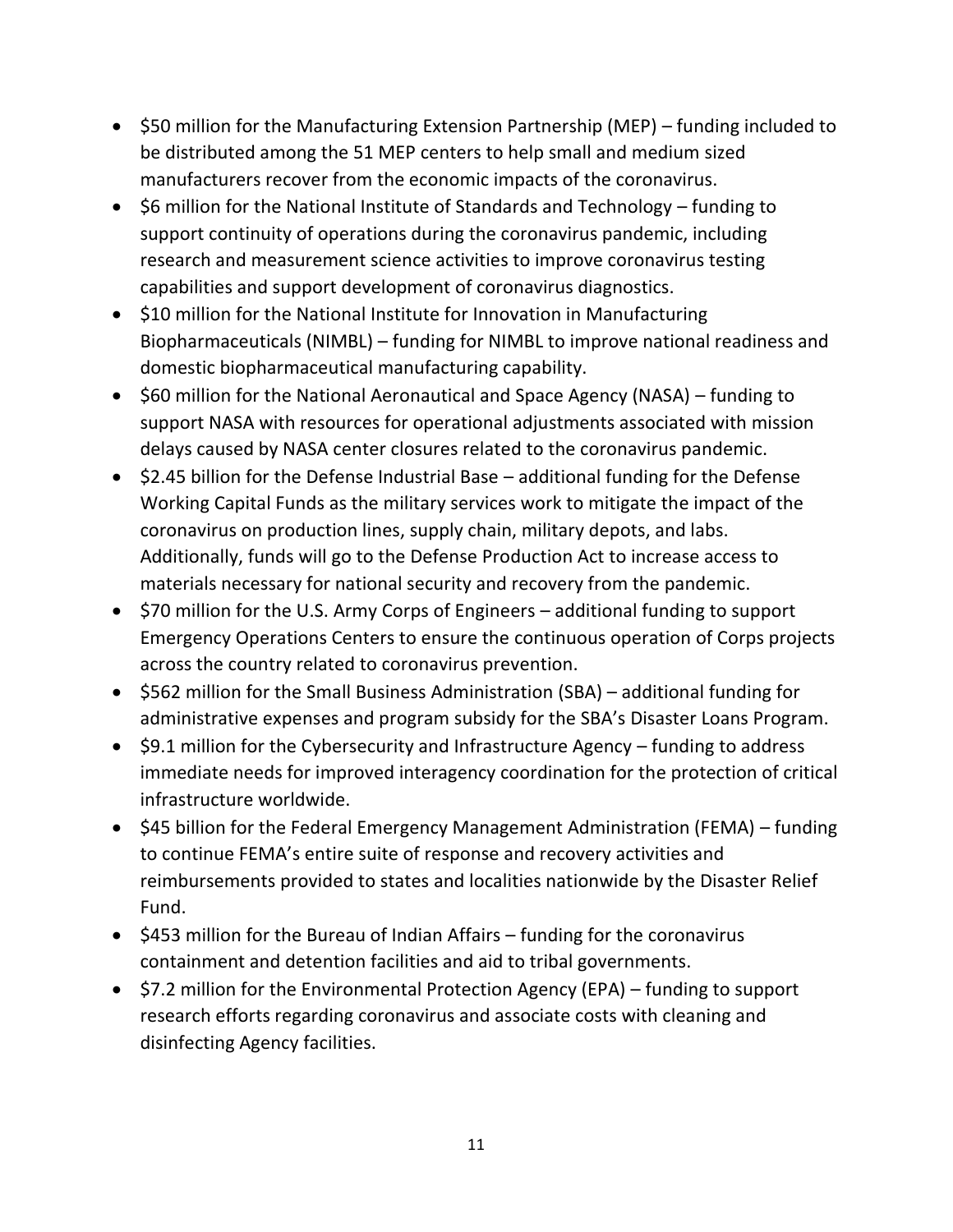- $50 million for the Manufacturing Extension Partnership (MEP) – funding included to be distributed among the 51 MEP centers to help small and medium sized manufacturers recover from the economic impacts of the coronavirus.
- $6 million for the National Institute of Standards and Technology – funding to support continuity of operations during the coronavirus pandemic, including research and measurement science activities to improve coronavirus testing capabilities and support development of coronavirus diagnostics.
- $10 million for the National Institute for Innovation in Manufacturing Biopharmaceuticals (NIMBL) – funding for NIMBL to improve national readiness and domestic biopharmaceutical manufacturing capability.
- $60 million for the National Aeronautical and Space Agency (NASA) – funding to support NASA with resources for operational adjustments associated with mission delays caused by NASA center closures related to the coronavirus pandemic.
- $2.45 billion for the Defense Industrial Base – additional funding for the Defense Working Capital Funds as the military services work to mitigate the impact of the coronavirus on production lines, supply chain, military depots, and labs. Additionally, funds will go to the Defense Production Act to increase access to materials necessary for national security and recovery from the pandemic.
- $70 million for the U.S. Army Corps of Engineers – additional funding to support Emergency Operations Centers to ensure the continuous operation of Corps projects across the country related to coronavirus prevention.
- $562 million for the Small Business Administration (SBA) – additional funding for administrative expenses and program subsidy for the SBA's Disaster Loans Program.
- $9.1 million for the Cybersecurity and Infrastructure Agency – funding to address immediate needs for improved interagency coordination for the protection of critical infrastructure worldwide.
- $45 billion for the Federal Emergency Management Administration (FEMA) – funding to continue FEMA's entire suite of response and recovery activities and reimbursements provided to states and localities nationwide by the Disaster Relief Fund.
- $453 million for the Bureau of Indian Affairs – funding for the coronavirus containment and detention facilities and aid to tribal governments.
- $7.2 million for the Environmental Protection Agency (EPA) – funding to support research efforts regarding coronavirus and associate costs with cleaning and disinfecting Agency facilities.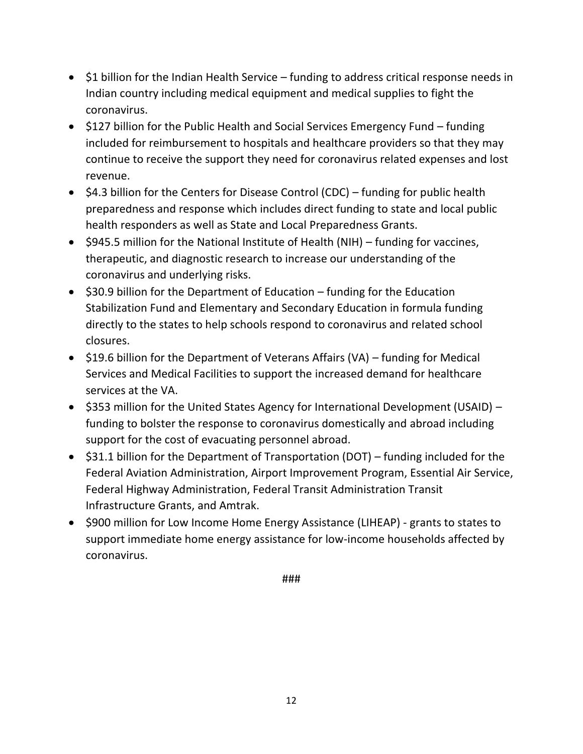- $1 billion for the Indian Health Service – funding to address critical response needs in Indian country including medical equipment and medical supplies to fight the coronavirus.
- $127 billion for the Public Health and Social Services Emergency Fund – funding included for reimbursement to hospitals and healthcare providers so that they may continue to receive the support they need for coronavirus related expenses and lost revenue.
- $4.3 billion for the Centers for Disease Control (CDC) – funding for public health preparedness and response which includes direct funding to state and local public health responders as well as State and Local Preparedness Grants.
- $945.5 million for the National Institute of Health (NIH) – funding for vaccines, therapeutic, and diagnostic research to increase our understanding of the coronavirus and underlying risks.
- $30.9 billion for the Department of Education – funding for the Education Stabilization Fund and Elementary and Secondary Education in formula funding directly to the states to help schools respond to coronavirus and related school closures.
- $19.6 billion for the Department of Veterans Affairs (VA) – funding for Medical Services and Medical Facilities to support the increased demand for healthcare services at the VA.
- $353 million for the United States Agency for International Development (USAID) – funding to bolster the response to coronavirus domestically and abroad including support for the cost of evacuating personnel abroad.
- $31.1 billion for the Department of Transportation (DOT) – funding included for the Federal Aviation Administration, Airport Improvement Program, Essential Air Service, Federal Highway Administration, Federal Transit Administration Transit Infrastructure Grants, and Amtrak.
- $900 million for Low Income Home Energy Assistance (LIHEAP) - grants to states to support immediate home energy assistance for low-income households affected by coronavirus.

###